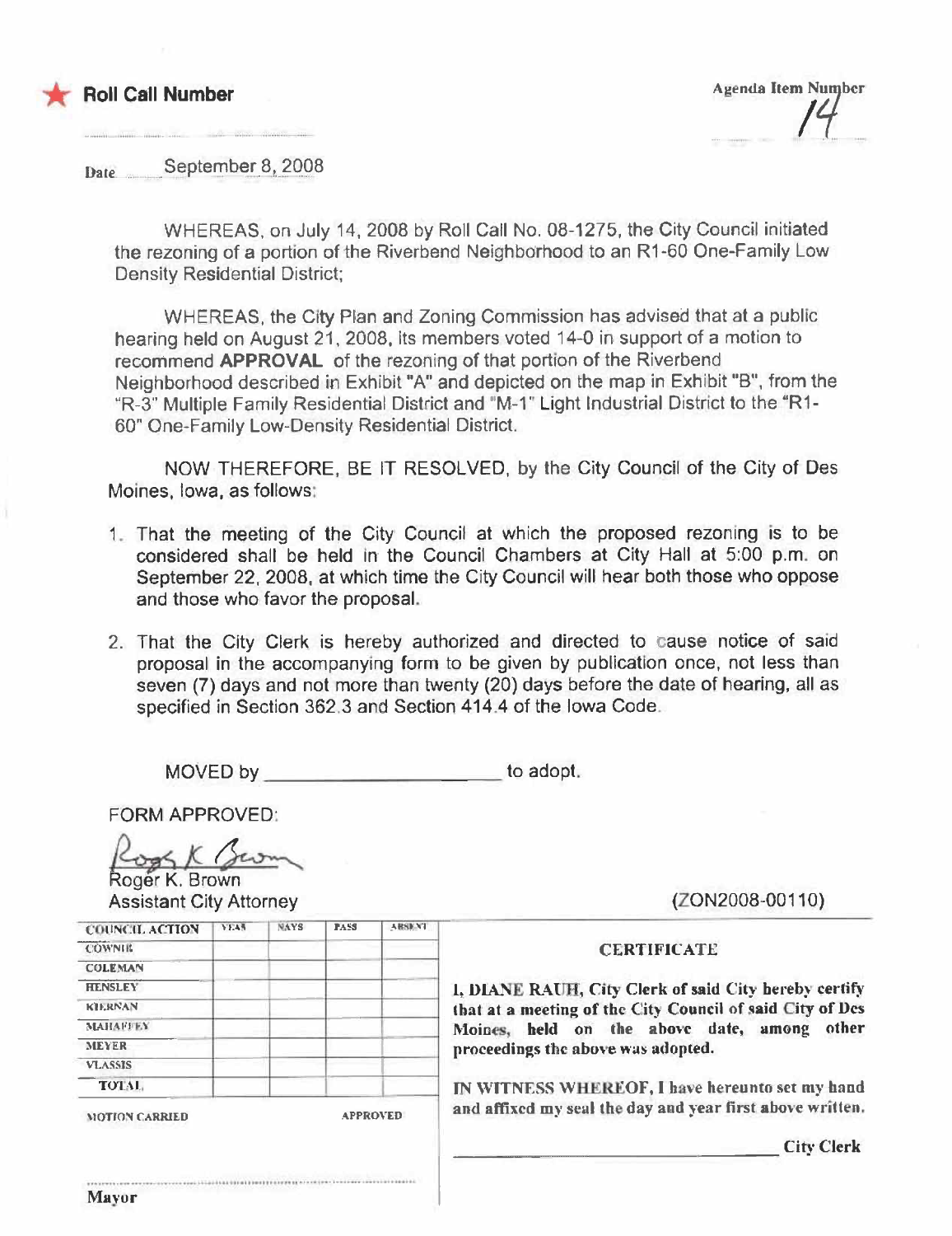★ **Roll Call Number**

Agenda Item Number
14

Date September 8, 2008

WHEREAS, on July 14, 2008 by Roll Call No. 08-1275, the City Council initiated the rezoning of a portion of the Riverbend Neighborhood to an R1-60 One-Family Low Density Residential District;

WHEREAS, the City Plan and Zoning Commission has advised that at a public hearing held on August 21, 2008, its members voted 14-0 in support of a motion to recommend **APPROVAL** of the rezoning of that portion of the Riverbend Neighborhood described in Exhibit "A" and depicted on the map in Exhibit "B", from the "R-3" Multiple Family Residential District and "M-1" Light Industrial District to the "R1-60" One-Family Low-Density Residential District.

NOW THEREFORE, BE IT RESOLVED, by the City Council of the City of Des Moines, Iowa, as follows:

1. That the meeting of the City Council at which the proposed rezoning is to be considered shall be held in the Council Chambers at City Hall at 5:00 p.m. on September 22, 2008, at which time the City Council will hear both those who oppose and those who favor the proposal.

2. That the City Clerk is hereby authorized and directed to cause notice of said proposal in the accompanying form to be given by publication once, not less than seven (7) days and not more than twenty (20) days before the date of hearing, all as specified in Section 362.3 and Section 414.4 of the Iowa Code.

MOVED by ______________________ to adopt.

FORM APPROVED:

Roger K. Brown
Assistant City Attorney

(ZON2008-00110)

| COUNCIL ACTION | YEAS | NAYS | PASS | ABSENT |
|---|---|---|---|---|
| COWNIE | | | | |
| COLEMAN | | | | |
| HENSLEY | | | | |
| KIERNAN | | | | |
| MAHAFFEY | | | | |
| MEYER | | | | |
| VLASSIS | | | | |
| TOTAL | | | | |

MOTION CARRIED APPROVED

Mayor

**CERTIFICATE**

**I, DIANE RAUH, City Clerk of said City hereby certify that at a meeting of the City Council of said City of Des Moines, held on the above date, among other proceedings the above was adopted.**

**IN WITNESS WHEREOF, I have hereunto set my hand and affixed my seal the day and year first above written.**

______________________ **City Clerk**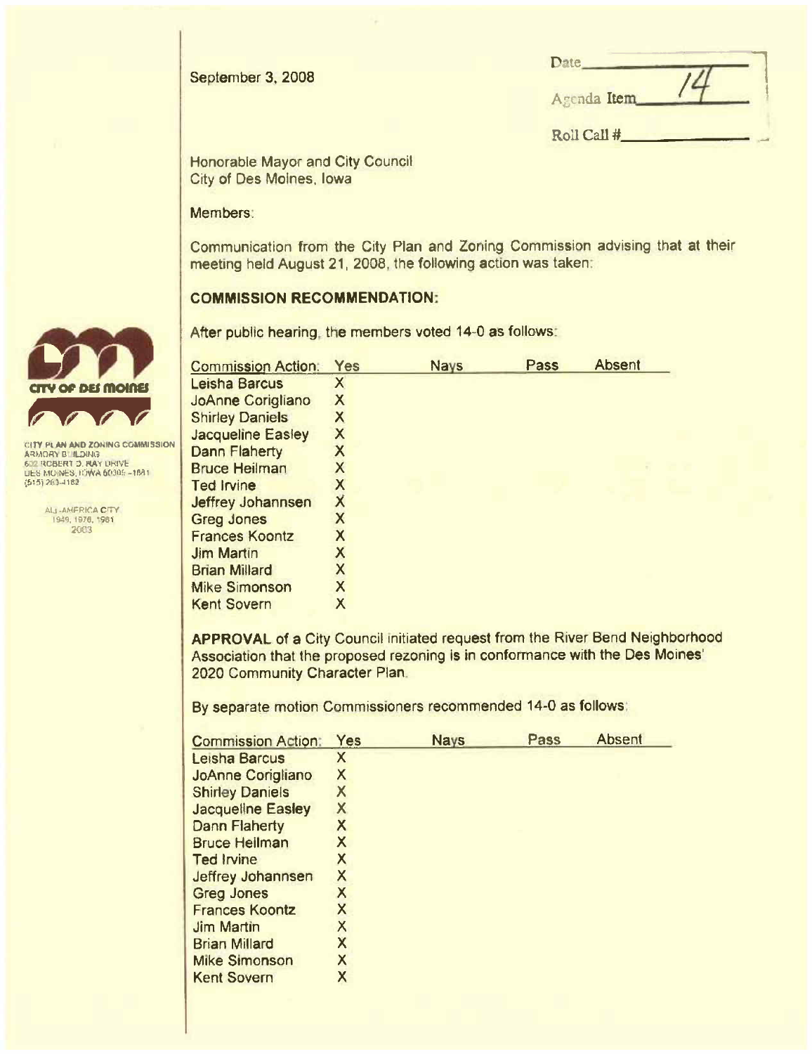September 3, 2008

Date\_\_\_\_\_\_\_\_\_\_

Agenda Item 14

Roll Call #\_\_\_\_\_\_\_\_\_\_

CITY PLAN AND ZONING COMMISSION
ARMORY BUILDING
602 ROBERT D. RAY DRIVE
DES MOINES, IOWA 50309-1881
(515) 283-4182

ALL-AMERICA CITY
1949, 1976, 1981
2003

Honorable Mayor and City Council
City of Des Moines, Iowa

Members:

Communication from the City Plan and Zoning Commission advising that at their meeting held August 21, 2008, the following action was taken:

**COMMISSION RECOMMENDATION:**

After public hearing, the members voted 14-0 as follows:

| Commission Action: | Yes | Nays | Pass | Absent |
|---|---|---|---|---|
| Leisha Barcus | X | | | |
| JoAnne Corigliano | X | | | |
| Shirley Daniels | X | | | |
| Jacqueline Easley | X | | | |
| Dann Flaherty | X | | | |
| Bruce Heilman | X | | | |
| Ted Irvine | X | | | |
| Jeffrey Johannsen | X | | | |
| Greg Jones | X | | | |
| Frances Koontz | X | | | |
| Jim Martin | X | | | |
| Brian Millard | X | | | |
| Mike Simonson | X | | | |
| Kent Sovern | X | | | |

**APPROVAL** of a City Council initiated request from the River Bend Neighborhood Association that the proposed rezoning is in conformance with the Des Moines' 2020 Community Character Plan.

By separate motion Commissioners recommended 14-0 as follows:

| Commission Action: | Yes | Nays | Pass | Absent |
|---|---|---|---|---|
| Leisha Barcus | X | | | |
| JoAnne Corigliano | X | | | |
| Shirley Daniels | X | | | |
| Jacqueline Easley | X | | | |
| Dann Flaherty | X | | | |
| Bruce Heilman | X | | | |
| Ted Irvine | X | | | |
| Jeffrey Johannsen | X | | | |
| Greg Jones | X | | | |
| Frances Koontz | X | | | |
| Jim Martin | X | | | |
| Brian Millard | X | | | |
| Mike Simonson | X | | | |
| Kent Sovern | X | | | |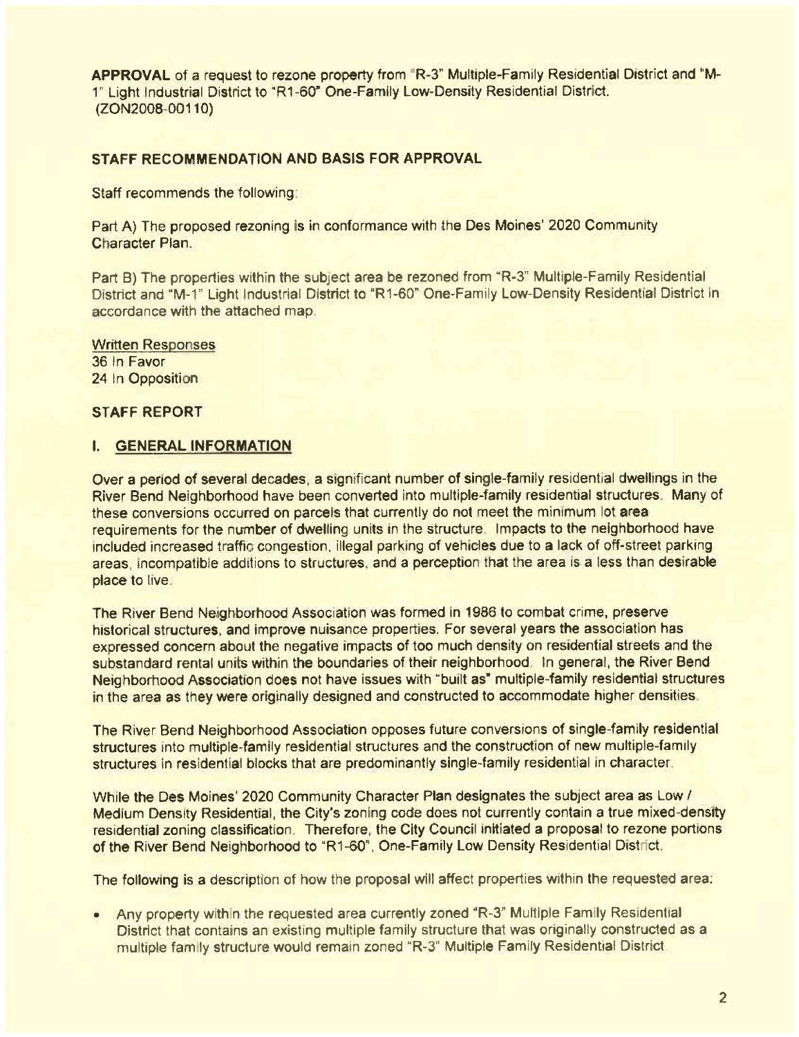**APPROVAL** of a request to rezone property from "R-3" Multiple-Family Residential District and "M-1" Light Industrial District to "R1-60" One-Family Low-Density Residential District. (ZON2008-00110)

### STAFF RECOMMENDATION AND BASIS FOR APPROVAL

Staff recommends the following:

Part A) The proposed rezoning is in conformance with the Des Moines' 2020 Community Character Plan.

Part B) The properties within the subject area be rezoned from "R-3" Multiple-Family Residential District and "M-1" Light Industrial District to "R1-60" One-Family Low-Density Residential District in accordance with the attached map.

Written Responses
36 In Favor
24 In Opposition

### STAFF REPORT

### I. GENERAL INFORMATION

Over a period of several decades, a significant number of single-family residential dwellings in the River Bend Neighborhood have been converted into multiple-family residential structures. Many of these conversions occurred on parcels that currently do not meet the minimum lot area requirements for the number of dwelling units in the structure. Impacts to the neighborhood have included increased traffic congestion, illegal parking of vehicles due to a lack of off-street parking areas, incompatible additions to structures, and a perception that the area is a less than desirable place to live.

The River Bend Neighborhood Association was formed in 1986 to combat crime, preserve historical structures, and improve nuisance properties. For several years the association has expressed concern about the negative impacts of too much density on residential streets and the substandard rental units within the boundaries of their neighborhood. In general, the River Bend Neighborhood Association does not have issues with "built as" multiple-family residential structures in the area as they were originally designed and constructed to accommodate higher densities.

The River Bend Neighborhood Association opposes future conversions of single-family residential structures into multiple-family residential structures and the construction of new multiple-family structures in residential blocks that are predominantly single-family residential in character.

While the Des Moines' 2020 Community Character Plan designates the subject area as Low / Medium Density Residential, the City's zoning code does not currently contain a true mixed-density residential zoning classification. Therefore, the City Council initiated a proposal to rezone portions of the River Bend Neighborhood to "R1-60", One-Family Low Density Residential District.

The following is a description of how the proposal will affect properties within the requested area:

- Any property within the requested area currently zoned "R-3" Multiple Family Residential District that contains an existing multiple family structure that was originally constructed as a multiple family structure would remain zoned "R-3" Multiple Family Residential District.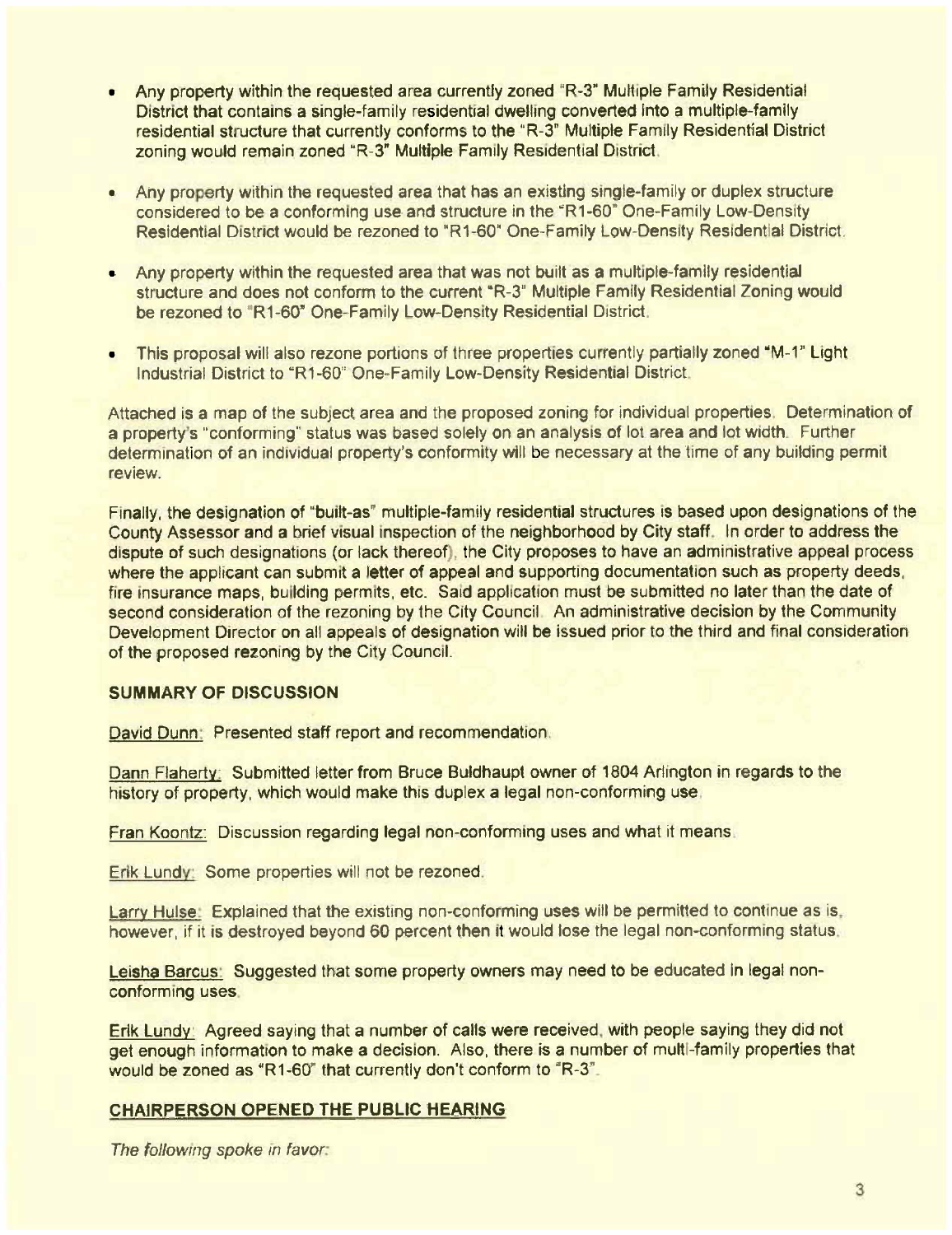- Any property within the requested area currently zoned "R-3" Multiple Family Residential District that contains a single-family residential dwelling converted into a multiple-family residential structure that currently conforms to the "R-3" Multiple Family Residential District zoning would remain zoned "R-3" Multiple Family Residential District.

- Any property within the requested area that has an existing single-family or duplex structure considered to be a conforming use and structure in the "R1-60" One-Family Low-Density Residential District would be rezoned to "R1-60" One-Family Low-Density Residential District.

- Any property within the requested area that was not built as a multiple-family residential structure and does not conform to the current "R-3" Multiple Family Residential Zoning would be rezoned to "R1-60" One-Family Low-Density Residential District.

- This proposal will also rezone portions of three properties currently partially zoned "M-1" Light Industrial District to "R1-60" One-Family Low-Density Residential District.

Attached is a map of the subject area and the proposed zoning for individual properties. Determination of a property's "conforming" status was based solely on an analysis of lot area and lot width. Further determination of an individual property's conformity will be necessary at the time of any building permit review.

Finally, the designation of "built-as" multiple-family residential structures is based upon designations of the County Assessor and a brief visual inspection of the neighborhood by City staff. In order to address the dispute of such designations (or lack thereof), the City proposes to have an administrative appeal process where the applicant can submit a letter of appeal and supporting documentation such as property deeds, fire insurance maps, building permits, etc. Said application must be submitted no later than the date of second consideration of the rezoning by the City Council. An administrative decision by the Community Development Director on all appeals of designation will be issued prior to the third and final consideration of the proposed rezoning by the City Council.

**SUMMARY OF DISCUSSION**

David Dunn: Presented staff report and recommendation.

Dann Flaherty: Submitted letter from Bruce Buldhaupt owner of 1804 Arlington in regards to the history of property, which would make this duplex a legal non-conforming use.

Fran Koontz: Discussion regarding legal non-conforming uses and what it means.

Erik Lundy: Some properties will not be rezoned.

Larry Hulse: Explained that the existing non-conforming uses will be permitted to continue as is, however, if it is destroyed beyond 60 percent then it would lose the legal non-conforming status.

Leisha Barcus: Suggested that some property owners may need to be educated in legal non-conforming uses.

Erik Lundy: Agreed saying that a number of calls were received, with people saying they did not get enough information to make a decision. Also, there is a number of multi-family properties that would be zoned as "R1-60" that currently don't conform to "R-3".

**CHAIRPERSON OPENED THE PUBLIC HEARING**

*The following spoke in favor:*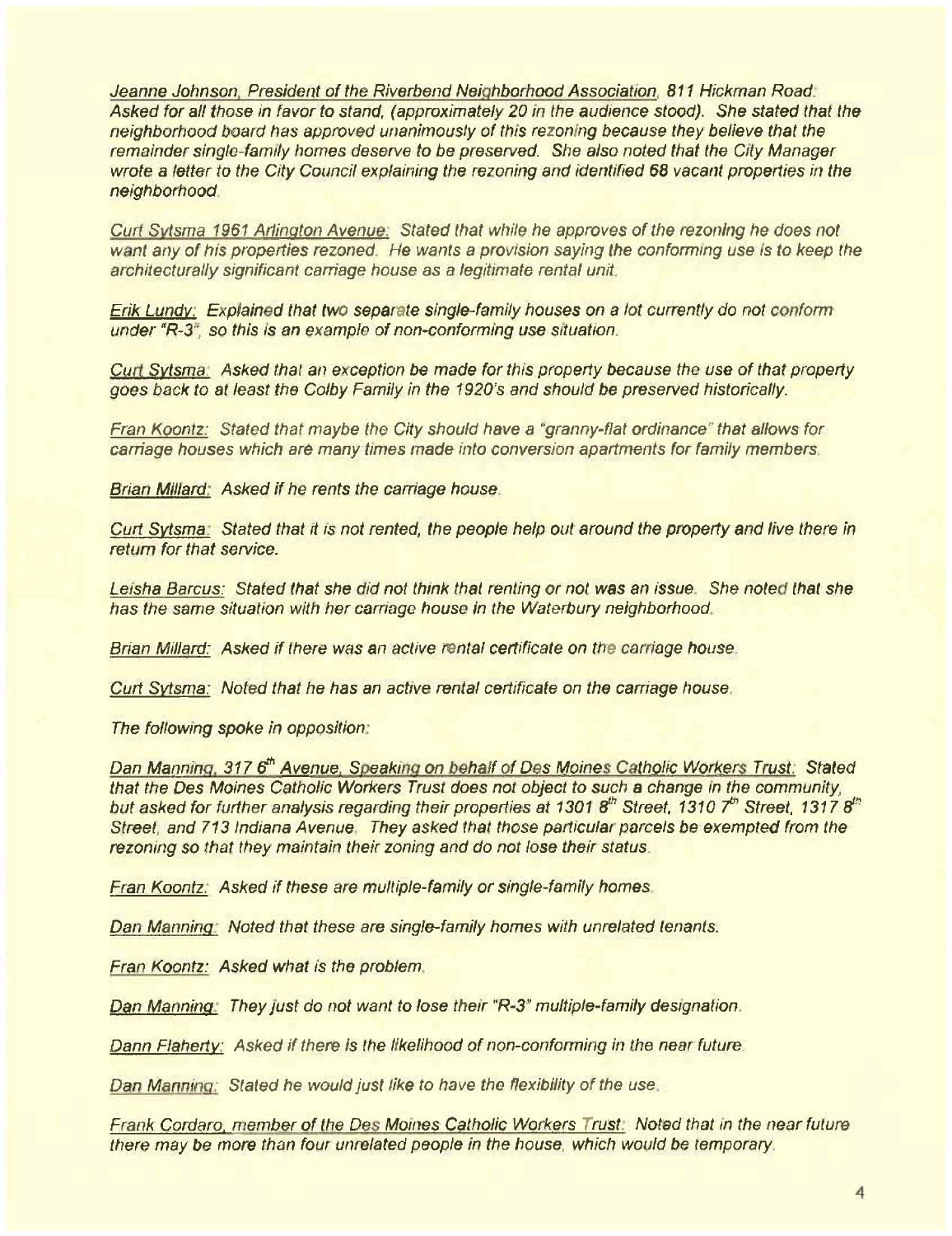*<u>Jeanne Johnson, President of the Riverbend Neighborhood Association</u>, 811 Hickman Road: Asked for all those in favor to stand, (approximately 20 in the audience stood). She stated that the neighborhood board has approved unanimously of this rezoning because they believe that the remainder single-family homes deserve to be preserved. She also noted that the City Manager wrote a letter to the City Council explaining the rezoning and identified **68** vacant properties in the neighborhood.*

*<u>Curt Sytsma 1961 Arlington Avenue:</u> Stated that while he approves of the rezoning he does not want any of his properties rezoned. He wants a provision saying the conforming use is to keep the architecturally significant carriage house as a legitimate rental unit.*

*<u>Erik Lundy:</u> Explained that two separate single-family houses on a lot currently do not conform under "R-3", so this is an example of non-conforming use situation.*

*<u>Curt Sytsma:</u> Asked that an exception be made for this property because the use of that property goes back to at least the Colby Family in the 1920's and should be preserved historically.*

*<u>Fran Koontz:</u> Stated that maybe the City should have a "granny-flat ordinance" that allows for carriage houses which are many times made into conversion apartments for family members.*

*<u>Brian Millard:</u> Asked if he rents the carriage house.*

*<u>Curt Sytsma:</u> Stated that it is not rented, the people help out around the property and live there in return for that service.*

*<u>Leisha Barcus:</u> Stated that she did not think that renting or not was an issue. She noted that she has the same situation with her carriage house in the Waterbury neighborhood.*

*<u>Brian Millard:</u> Asked if there was an active rental certificate on the carriage house.*

*<u>Curt Sytsma:</u> Noted that he has an active rental certificate on the carriage house.*

*The following spoke in opposition:*

*<u>Dan Manning, 317 6th Avenue, Speaking on behalf of Des Moines Catholic Workers Trust:</u> Stated that the Des Moines Catholic Workers Trust does not object to such a change in the community, but asked for further analysis regarding their properties at 1301 8th Street, 1310 7th Street, 1317 8th Street, and 713 Indiana Avenue. They asked that those particular parcels be exempted from the rezoning so that they maintain their zoning and do not lose their status.*

*<u>Fran Koontz:</u> Asked if these are multiple-family or single-family homes.*

*<u>Dan Manning:</u> Noted that these are single-family homes with unrelated tenants.*

*<u>Fran Koontz:</u> Asked what is the problem.*

*<u>Dan Manning:</u> They just do not want to lose their "R-3" multiple-family designation.*

*<u>Dann Flaherty:</u> Asked if there is the likelihood of non-conforming in the near future.*

*<u>Dan Manning:</u> Stated he would just like to have the flexibility of the use.*

*<u>Frank Cordaro, member of the Des Moines Catholic Workers Trust:</u> Noted that in the near future there may be more than four unrelated people in the house, which would be temporary.*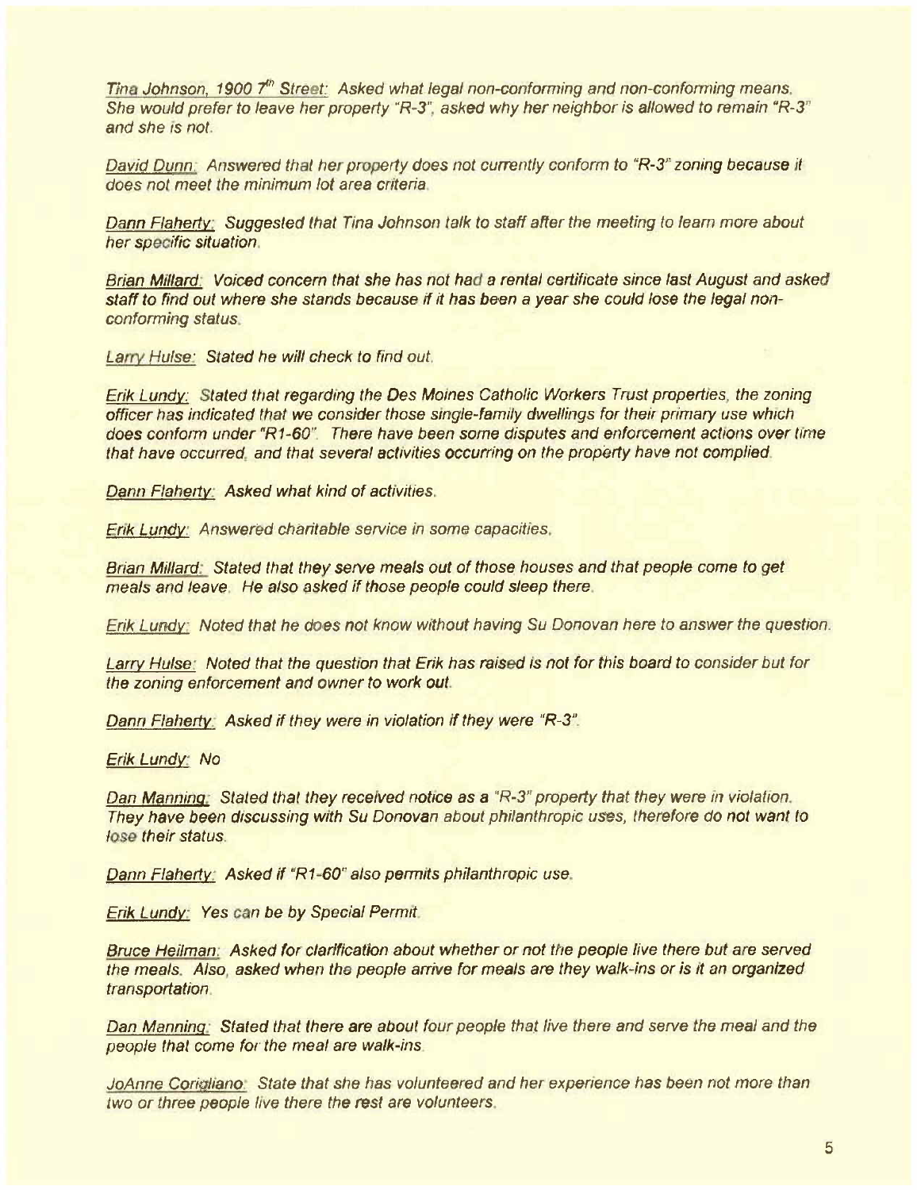*Tina Johnson, 1900 7th Street:* Asked what legal non-conforming and non-conforming means. She would prefer to leave her property "R-3", asked why her neighbor is allowed to remain "R-3" and she is not.

*David Dunn:* Answered that her property does not currently conform to "R-3" zoning because it does not meet the minimum lot area criteria.

*Dann Flaherty:* Suggested that Tina Johnson talk to staff after the meeting to learn more about her specific situation.

*Brian Millard:* Voiced concern that she has not had a rental certificate since last August and asked staff to find out where she stands because if it has been a year she could lose the legal non-conforming status.

*Larry Hulse:* Stated he will check to find out.

*Erik Lundy:* Stated that regarding the Des Moines Catholic Workers Trust properties, the zoning officer has indicated that we consider those single-family dwellings for their primary use which does conform under "R1-60". There have been some disputes and enforcement actions over time that have occurred, and that several activities occurring on the property have not complied.

*Dann Flaherty:* Asked what kind of activities.

*Erik Lundy:* Answered charitable service in some capacities.

*Brian Millard:* Stated that they serve meals out of those houses and that people come to get meals and leave. He also asked if those people could sleep there.

*Erik Lundy:* Noted that he does not know without having Su Donovan here to answer the question.

*Larry Hulse:* Noted that the question that Erik has raised is not for this board to consider but for the zoning enforcement and owner to work out.

*Dann Flaherty:* Asked if they were in violation if they were "R-3".

*Erik Lundy:* No

*Dan Manning:* Stated that they received notice as a "R-3" property that they were in violation. They have been discussing with Su Donovan about philanthropic uses, therefore do not want to lose their status.

*Dann Flaherty:* Asked if "R1-60" also permits philanthropic use.

*Erik Lundy:* Yes can be by Special Permit.

*Bruce Heilman:* Asked for clarification about whether or not the people live there but are served the meals. Also, asked when the people arrive for meals are they walk-ins or is it an organized transportation.

*Dan Manning:* Stated that there are about four people that live there and serve the meal and the people that come for the meal are walk-ins.

*JoAnne Corigliano:* State that she has volunteered and her experience has been not more than two or three people live there the rest are volunteers.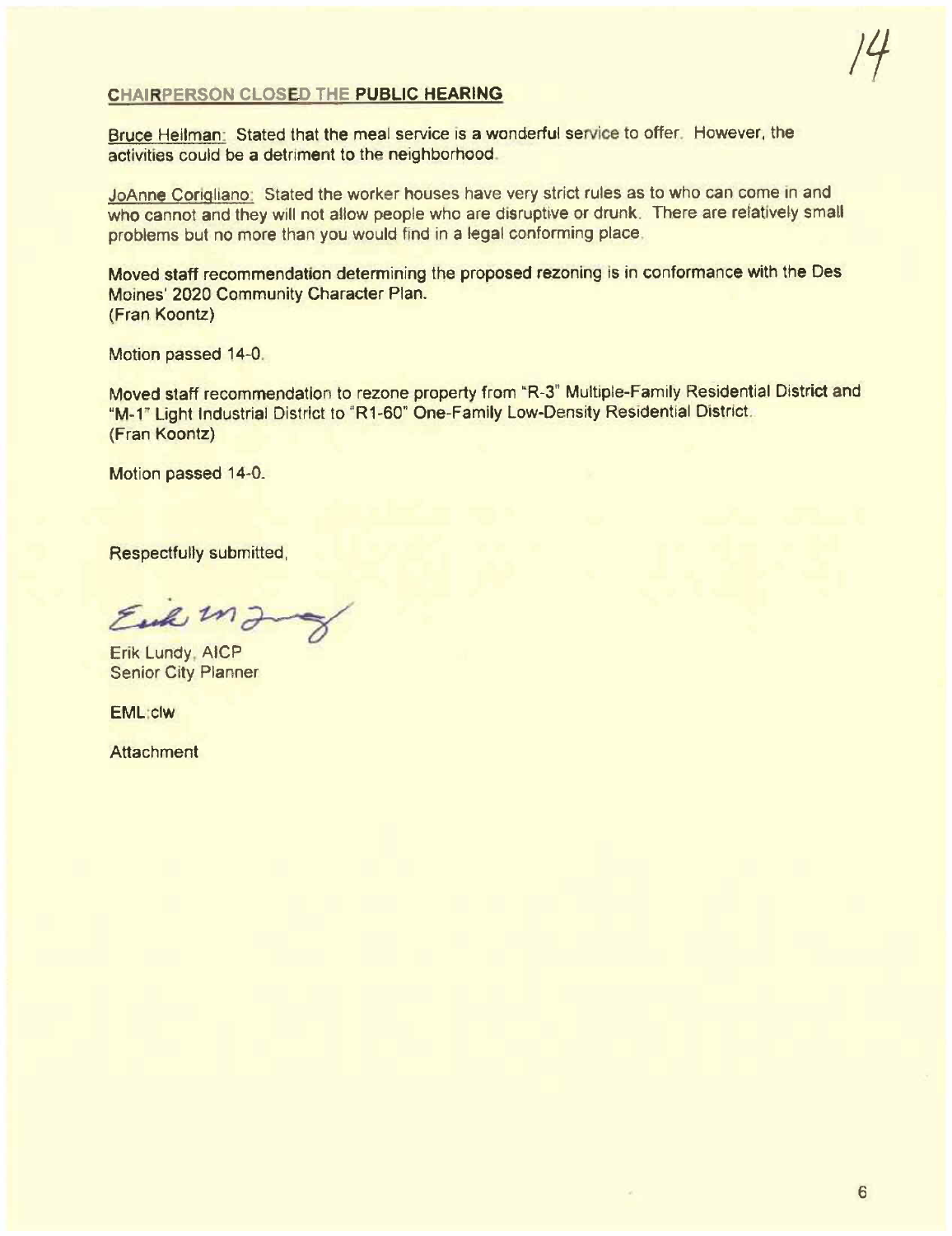**CHAIRPERSON CLOSED THE PUBLIC HEARING**

Bruce Heilman: Stated that the meal service is a wonderful service to offer. However, the activities could be a detriment to the neighborhood.

JoAnne Corigliano: Stated the worker houses have very strict rules as to who can come in and who cannot and they will not allow people who are disruptive or drunk. There are relatively small problems but no more than you would find in a legal conforming place.

Moved staff recommendation determining the proposed rezoning is in conformance with the Des Moines' 2020 Community Character Plan.
(Fran Koontz)

Motion passed 14-0.

Moved staff recommendation to rezone property from "R-3" Multiple-Family Residential District and "M-1" Light Industrial District to "R1-60" One-Family Low-Density Residential District.
(Fran Koontz)

Motion passed 14-0.

Respectfully submitted,

Erik Lundy, AICP
Senior City Planner

EML:clw

Attachment